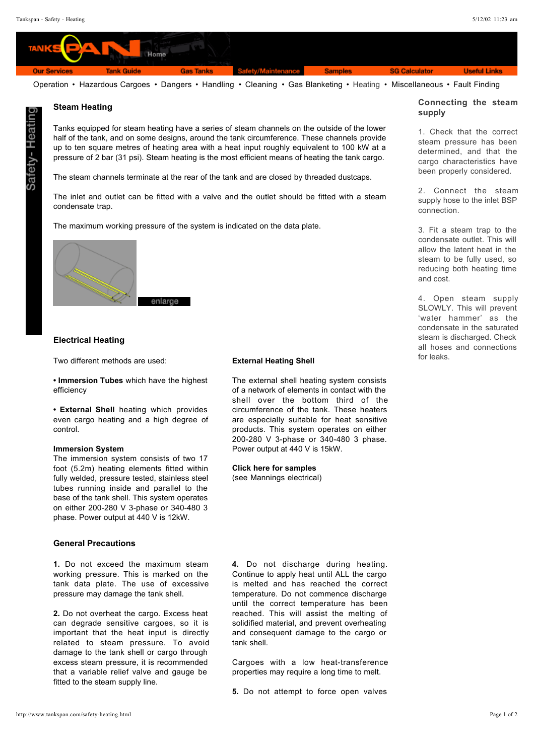Our Services • Tank Guide • Gas Tanks • Safety/Maintenance • Samples • SG Calculator • Useful Links

Operation • Hazardous Cargoes • Dangers • Handling • Cleaning • Gas Blanketing • Heating • Miscellaneous • Fault Finding

Safety- Heating

## Steam Heating

Tanks equipped for steam heating have a series of steam channels on the outside of the lower half of the tank, and on some designs, around the tank circumference. These channels provide up to ten square metres of heating area with a heat input roughly equivalent to 100 kW at a pressure of 2 bar (31 psi). Steam heating is the most efficient means of heating the tank cargo.

The steam channels terminate at the rear of the tank and are closed by threaded dustcaps.

The inlet and outlet can be fitted with a valve and the outlet should be fitted with a steam condensate trap.

The maximum working pressure of the system is indicated on the data plate.

enlarge

## Electrical Heating

Two different methods are used:

• **Immersion Tubes** which have the highest efficiency

• **External Shell** heating which provides even cargo heating and a high degree of control.

**Immersion System**
The immersion system consists of two 17 foot (5.2m) heating elements fitted within fully welded, pressure tested, stainless steel tubes running inside and parallel to the base of the tank shell. This system operates on either 200-280 V 3-phase or 340-480 3 phase. Power output at 440 V is 12kW.

**External Heating Shell**

The external shell heating system consists of a network of elements in contact with the shell over the bottom third of the circumference of the tank. These heaters are especially suitable for heat sensitive products. This system operates on either 200-280 V 3-phase or 340-480 3 phase. Power output at 440 V is 15kW.

**Click here for samples**
(see Mannings electrical)

## General Precautions

**1.** Do not exceed the maximum steam working pressure. This is marked on the tank data plate. The use of excessive pressure may damage the tank shell.

**2.** Do not overheat the cargo. Excess heat can degrade sensitive cargoes, so it is important that the heat input is directly related to steam pressure. To avoid damage to the tank shell or cargo through excess steam pressure, it is recommended that a variable relief valve and gauge be fitted to the steam supply line.

**4.** Do not discharge during heating. Continue to apply heat until ALL the cargo is melted and has reached the correct temperature. Do not commence discharge until the correct temperature has been reached. This will assist the melting of solidified material, and prevent overheating and consequent damage to the cargo or tank shell.

Cargoes with a low heat-transference properties may require a long time to melt.

**5.** Do not attempt to force open valves

## Connecting the steam supply

1. Check that the correct steam pressure has been determined, and that the cargo characteristics have been properly considered.

2. Connect the steam supply hose to the inlet BSP connection.

3. Fit a steam trap to the condensate outlet. This will allow the latent heat in the steam to be fully used, so reducing both heating time and cost.

4. Open steam supply SLOWLY. This will prevent 'water hammer' as the condensate in the saturated steam is discharged. Check all hoses and connections for leaks.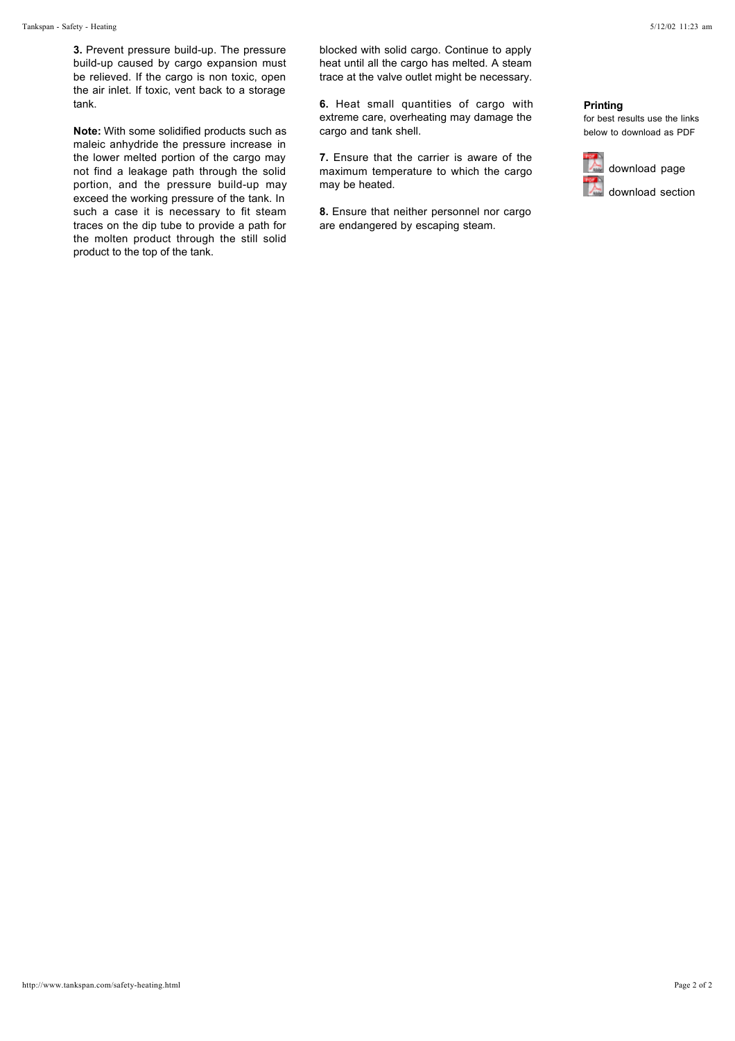**3.** Prevent pressure build-up. The pressure build-up caused by cargo expansion must be relieved. If the cargo is non toxic, open the air inlet. If toxic, vent back to a storage tank.

**Note:** With some solidified products such as maleic anhydride the pressure increase in the lower melted portion of the cargo may not find a leakage path through the solid portion, and the pressure build-up may exceed the working pressure of the tank. In such a case it is necessary to fit steam traces on the dip tube to provide a path for the molten product through the still solid product to the top of the tank.

blocked with solid cargo. Continue to apply heat until all the cargo has melted. A steam trace at the valve outlet might be necessary.

**6.** Heat small quantities of cargo with extreme care, overheating may damage the cargo and tank shell.

**7.** Ensure that the carrier is aware of the maximum temperature to which the cargo may be heated.

**8.** Ensure that neither personnel nor cargo are endangered by escaping steam.

**Printing**

for best results use the links below to download as PDF

download page

download section